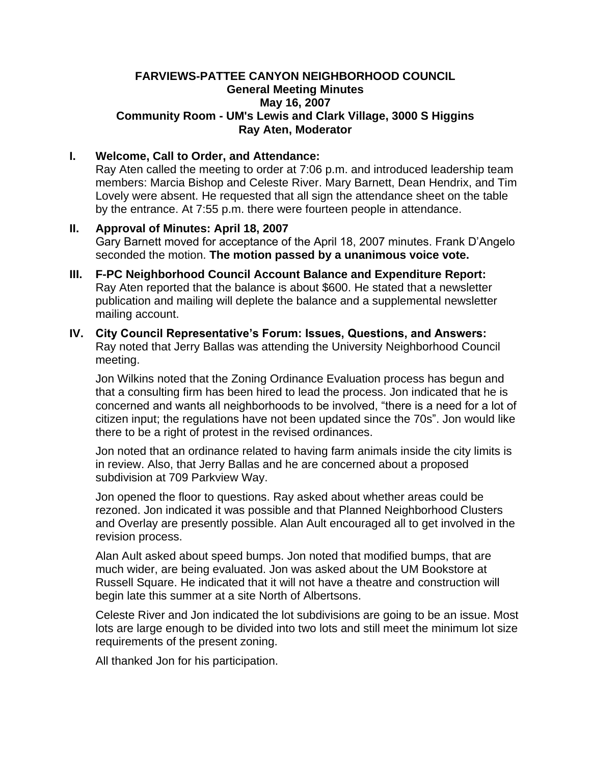# FARVIEWS-PATTEE CANYON NEIGHBORHOOD COUNCIL
## General Meeting Minutes
## May 16, 2007
## Community Room - UM's Lewis and Clark Village, 3000 S Higgins
## Ray Aten, Moderator

**I. Welcome, Call to Order, and Attendance:**

Ray Aten called the meeting to order at 7:06 p.m. and introduced leadership team members: Marcia Bishop and Celeste River. Mary Barnett, Dean Hendrix, and Tim Lovely were absent. He requested that all sign the attendance sheet on the table by the entrance. At 7:55 p.m. there were fourteen people in attendance.

**II. Approval of Minutes: April 18, 2007**

Gary Barnett moved for acceptance of the April 18, 2007 minutes. Frank D'Angelo seconded the motion. **The motion passed by a unanimous voice vote.**

**III. F-PC Neighborhood Council Account Balance and Expenditure Report:**

Ray Aten reported that the balance is about $600. He stated that a newsletter publication and mailing will deplete the balance and a supplemental newsletter mailing account.

**IV. City Council Representative's Forum: Issues, Questions, and Answers:**

Ray noted that Jerry Ballas was attending the University Neighborhood Council meeting.

Jon Wilkins noted that the Zoning Ordinance Evaluation process has begun and that a consulting firm has been hired to lead the process. Jon indicated that he is concerned and wants all neighborhoods to be involved, "there is a need for a lot of citizen input; the regulations have not been updated since the 70s". Jon would like there to be a right of protest in the revised ordinances.

Jon noted that an ordinance related to having farm animals inside the city limits is in review. Also, that Jerry Ballas and he are concerned about a proposed subdivision at 709 Parkview Way.

Jon opened the floor to questions. Ray asked about whether areas could be rezoned. Jon indicated it was possible and that Planned Neighborhood Clusters and Overlay are presently possible. Alan Ault encouraged all to get involved in the revision process.

Alan Ault asked about speed bumps. Jon noted that modified bumps, that are much wider, are being evaluated. Jon was asked about the UM Bookstore at Russell Square. He indicated that it will not have a theatre and construction will begin late this summer at a site North of Albertsons.

Celeste River and Jon indicated the lot subdivisions are going to be an issue. Most lots are large enough to be divided into two lots and still meet the minimum lot size requirements of the present zoning.

All thanked Jon for his participation.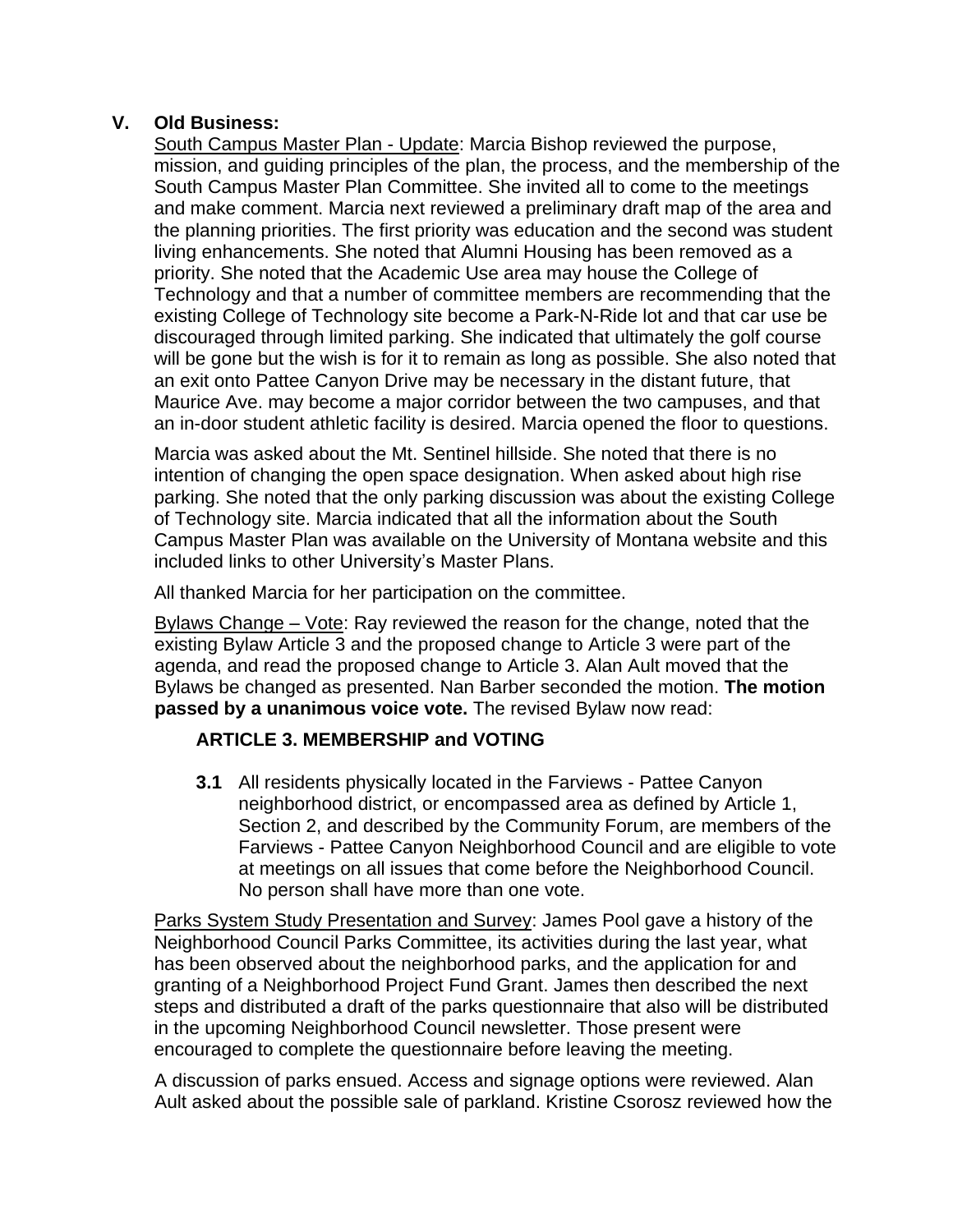## V. Old Business:

<u>South Campus Master Plan - Update</u>: Marcia Bishop reviewed the purpose, mission, and guiding principles of the plan, the process, and the membership of the South Campus Master Plan Committee. She invited all to come to the meetings and make comment. Marcia next reviewed a preliminary draft map of the area and the planning priorities. The first priority was education and the second was student living enhancements. She noted that Alumni Housing has been removed as a priority. She noted that the Academic Use area may house the College of Technology and that a number of committee members are recommending that the existing College of Technology site become a Park-N-Ride lot and that car use be discouraged through limited parking. She indicated that ultimately the golf course will be gone but the wish is for it to remain as long as possible. She also noted that an exit onto Pattee Canyon Drive may be necessary in the distant future, that Maurice Ave. may become a major corridor between the two campuses, and that an in-door student athletic facility is desired. Marcia opened the floor to questions.

Marcia was asked about the Mt. Sentinel hillside. She noted that there is no intention of changing the open space designation. When asked about high rise parking. She noted that the only parking discussion was about the existing College of Technology site. Marcia indicated that all the information about the South Campus Master Plan was available on the University of Montana website and this included links to other University's Master Plans.

All thanked Marcia for her participation on the committee.

<u>Bylaws Change – Vote</u>: Ray reviewed the reason for the change, noted that the existing Bylaw Article 3 and the proposed change to Article 3 were part of the agenda, and read the proposed change to Article 3. Alan Ault moved that the Bylaws be changed as presented. Nan Barber seconded the motion. **The motion passed by a unanimous voice vote.** The revised Bylaw now read:

**ARTICLE 3. MEMBERSHIP and VOTING**

**3.1** All residents physically located in the Farviews - Pattee Canyon neighborhood district, or encompassed area as defined by Article 1, Section 2, and described by the Community Forum, are members of the Farviews - Pattee Canyon Neighborhood Council and are eligible to vote at meetings on all issues that come before the Neighborhood Council. No person shall have more than one vote.

<u>Parks System Study Presentation and Survey</u>: James Pool gave a history of the Neighborhood Council Parks Committee, its activities during the last year, what has been observed about the neighborhood parks, and the application for and granting of a Neighborhood Project Fund Grant. James then described the next steps and distributed a draft of the parks questionnaire that also will be distributed in the upcoming Neighborhood Council newsletter. Those present were encouraged to complete the questionnaire before leaving the meeting.

A discussion of parks ensued. Access and signage options were reviewed. Alan Ault asked about the possible sale of parkland. Kristine Csorosz reviewed how the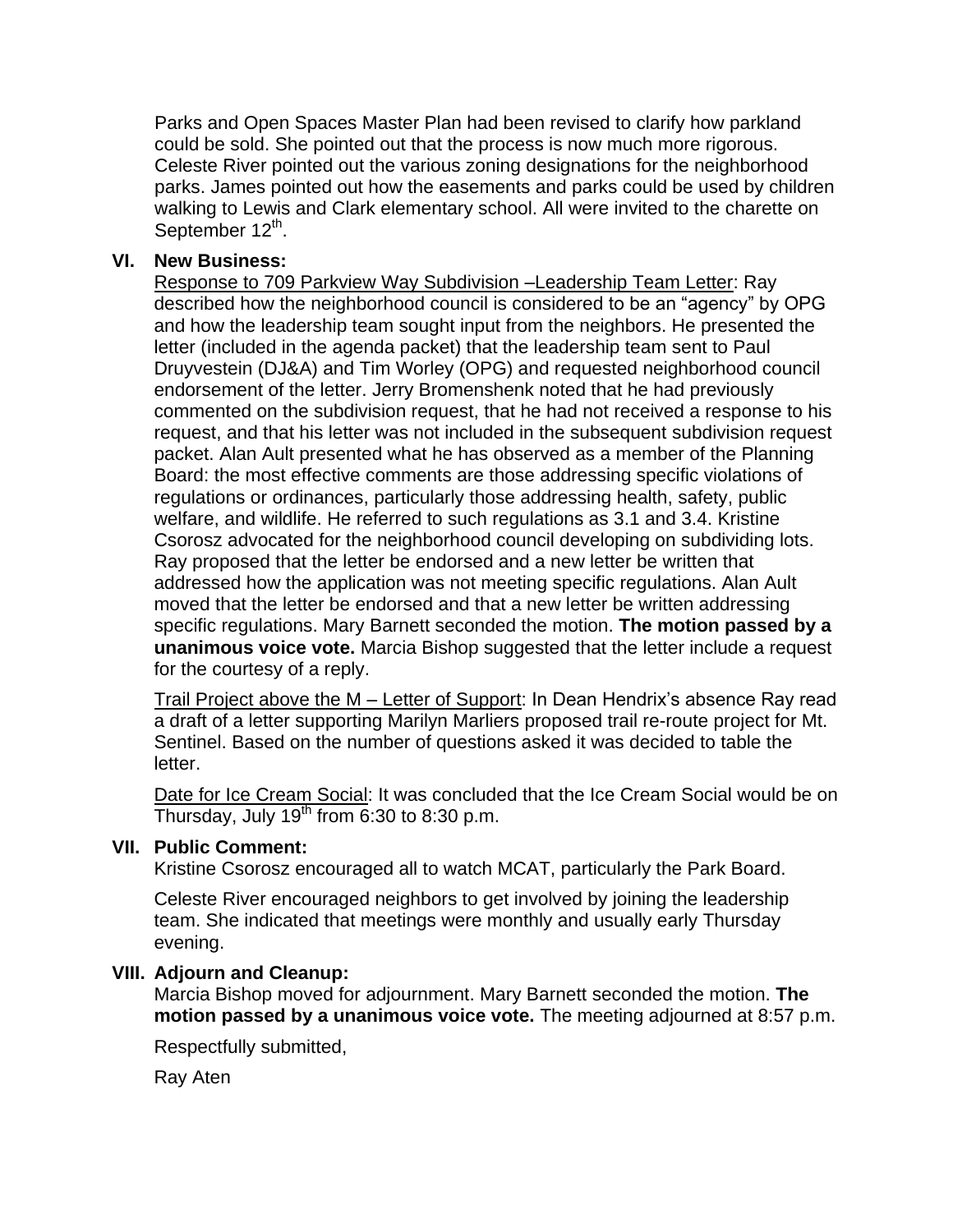Parks and Open Spaces Master Plan had been revised to clarify how parkland could be sold. She pointed out that the process is now much more rigorous. Celeste River pointed out the various zoning designations for the neighborhood parks. James pointed out how the easements and parks could be used by children walking to Lewis and Clark elementary school. All were invited to the charette on September 12th.

**VI. New Business:**

Response to 709 Parkview Way Subdivision –Leadership Team Letter: Ray described how the neighborhood council is considered to be an "agency" by OPG and how the leadership team sought input from the neighbors. He presented the letter (included in the agenda packet) that the leadership team sent to Paul Druyvestein (DJ&A) and Tim Worley (OPG) and requested neighborhood council endorsement of the letter. Jerry Bromenshenk noted that he had previously commented on the subdivision request, that he had not received a response to his request, and that his letter was not included in the subsequent subdivision request packet. Alan Ault presented what he has observed as a member of the Planning Board: the most effective comments are those addressing specific violations of regulations or ordinances, particularly those addressing health, safety, public welfare, and wildlife. He referred to such regulations as 3.1 and 3.4. Kristine Csorosz advocated for the neighborhood council developing on subdividing lots. Ray proposed that the letter be endorsed and a new letter be written that addressed how the application was not meeting specific regulations. Alan Ault moved that the letter be endorsed and that a new letter be written addressing specific regulations. Mary Barnett seconded the motion. **The motion passed by a unanimous voice vote.** Marcia Bishop suggested that the letter include a request for the courtesy of a reply.

Trail Project above the M – Letter of Support: In Dean Hendrix's absence Ray read a draft of a letter supporting Marilyn Marliers proposed trail re-route project for Mt. Sentinel. Based on the number of questions asked it was decided to table the letter.

Date for Ice Cream Social: It was concluded that the Ice Cream Social would be on Thursday, July 19th from 6:30 to 8:30 p.m.

**VII. Public Comment:**

Kristine Csorosz encouraged all to watch MCAT, particularly the Park Board.

Celeste River encouraged neighbors to get involved by joining the leadership team. She indicated that meetings were monthly and usually early Thursday evening.

**VIII. Adjourn and Cleanup:**

Marcia Bishop moved for adjournment. Mary Barnett seconded the motion. **The motion passed by a unanimous voice vote.** The meeting adjourned at 8:57 p.m.

Respectfully submitted,

Ray Aten